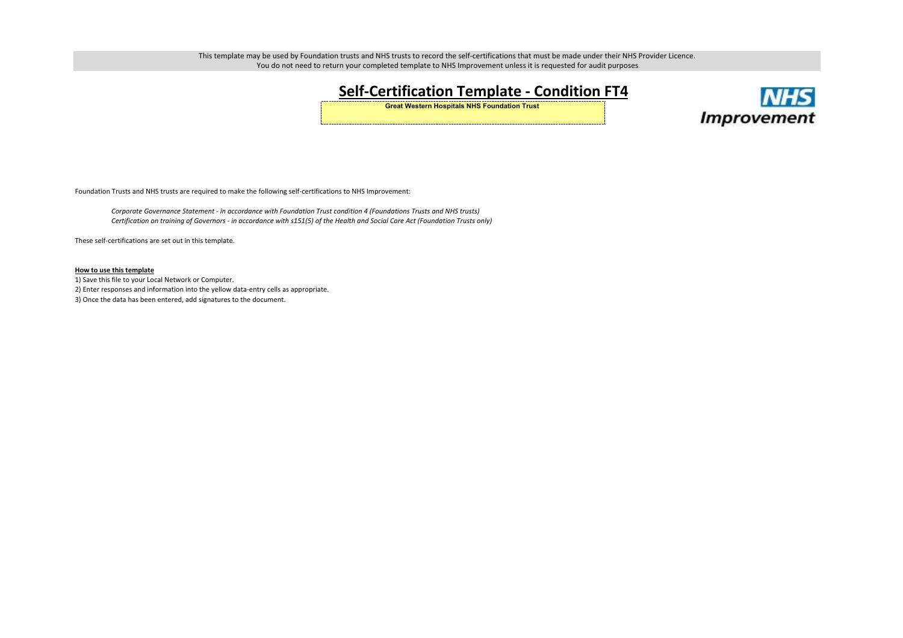This template may be used by Foundation trusts and NHS trusts to record the self-certifications that must be made under their NHS Provider Licence.
You do not need to return your completed template to NHS Improvement unless it is requested for audit purposes.

# Self-Certification Template - Condition FT4

**Great Western Hospitals NHS Foundation Trust**

NHS Improvement

Foundation Trusts and NHS trusts are required to make the following self-certifications to NHS Improvement:

*Corporate Governance Statement - in accordance with Foundation Trust condition 4 (Foundations Trusts and NHS trusts)*
*Certification on training of Governors - in accordance with s151(5) of the Health and Social Care Act (Foundation Trusts only)*

These self-certifications are set out in this template.

**How to use this template**

1) Save this file to your Local Network or Computer.
2) Enter responses and information into the yellow data-entry cells as appropriate.
3) Once the data has been entered, add signatures to the document.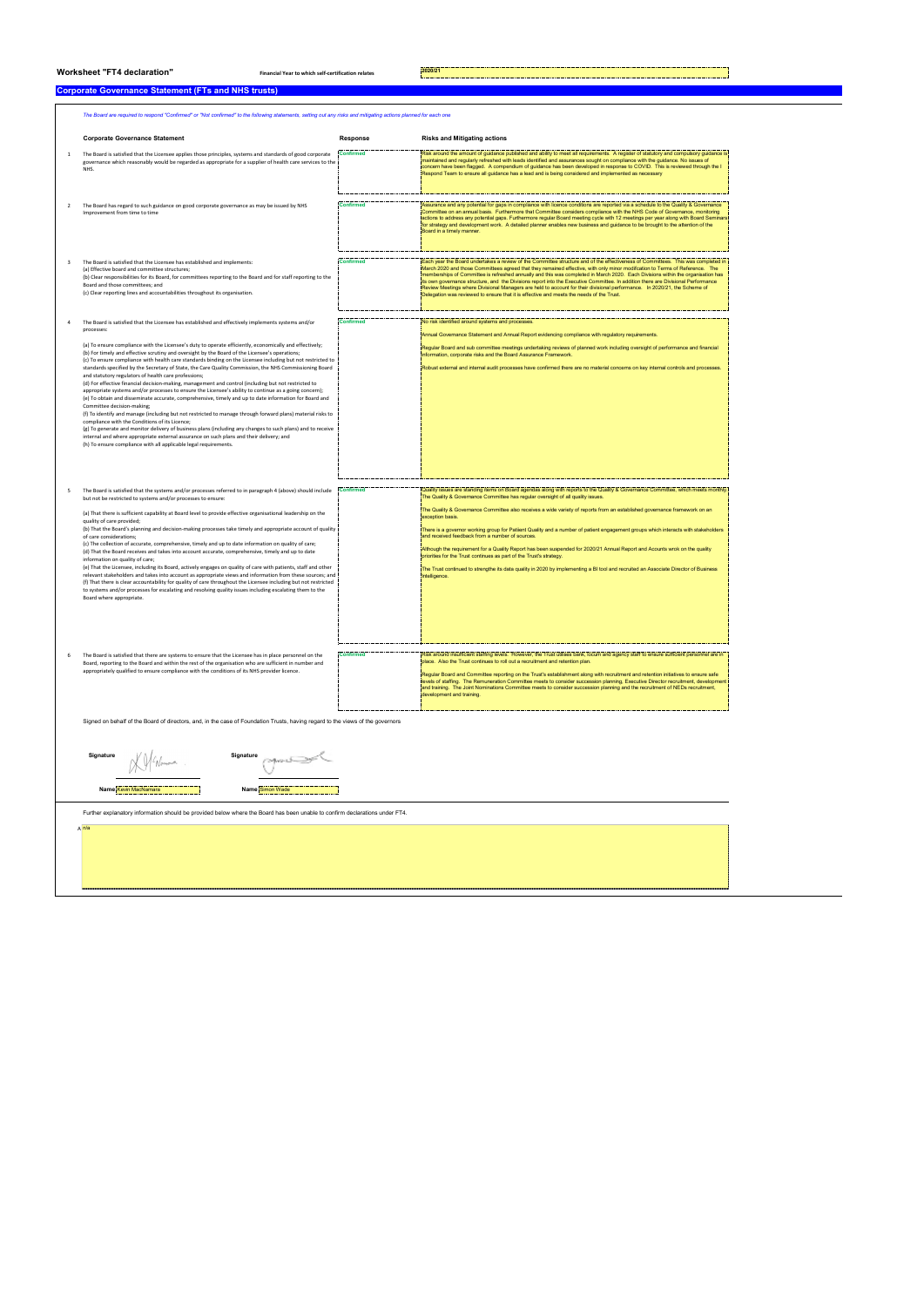**Worksheet "FT4 declaration"** **Financial Year to which self-certification relates** 2020/21

## Corporate Governance Statement (FTs and NHS trusts)

*The Board are required to respond "Confirmed" or "Not confirmed" to the following statements, setting out any risks and mitigating actions planned for each one*

| | Corporate Governance Statement | Response | Risks and Mitigating actions |
|---|---|---|---|
| 1 | The Board is satisfied that the Licensee applies those principles, systems and standards of good corporate governance which reasonably would be regarded as appropriate for a supplier of health care services to the NHS. | Confirmed | Risk around the amount of guidance published and ability to meet all requirements. A register of statutory and compulsory guidance is maintained and regularly refreshed with leads identified and assurances sought on compliance with the guidance. No issues of concern have been flagged. A compendium of guidance has been developed in response to COVID. This is reviewed through the I Respond Team to ensure all guidance has a lead and is being considered and implemented as necessary |
| 2 | The Board has regard to such guidance on good corporate governance as may be issued by NHS Improvement from time to time | Confirmed | Assurance and any potential for gaps in compliance with licence conditions are reported via a schedule to the Quality & Governance Committee on an annual basis. Furthermore that Committee considers compliance with the NHS Code of Governance, monitoring actions to address any potential gaps. Furthermore regular Board meeting cycle with 12 meetings per year along with Board Seminars for strategy and development work. A detailed planner enables new business and guidance to be brought to the attention of the Board in a timely manner. |
| 3 | The Board is satisfied that the Licensee has established and implements:<br>(a) Effective board and committee structures;<br>(b) Clear responsibilities for its Board, for committees reporting to the Board and for staff reporting to the Board and those committees; and<br>(c) Clear reporting lines and accountabilities throughout its organisation. | Confirmed | Each year the Board undertakes a review of the Committee structure and of the effectiveness of Committees. This was completed in March 2020 and those Committees agreed that they remained effective, with only minor modification to Terms of Reference. The memberships of Committee is refreshed annually and this was completed in March 2020. Each Divisions within the organisation has its own governance structure, and the Divisions report into the Executive Committee. In addition there are Divisional Performance Review Meetings where Divisional Managers are held to account for their divisional performance. In 2020/21, the Scheme of Delegation was reviewed to ensure that it is effective and meets the needs of the Trust. |
| 4 | The Board is satisfied that the Licensee has established and effectively implements systems and/or processes:<br>(a) To ensure compliance with the Licensee's duty to operate efficiently, economically and effectively;<br>(b) For timely and effective scrutiny and oversight by the Board of the Licensee's operations;<br>(c) To ensure compliance with health care standards binding on the Licensee including but not restricted to standards specified by the Secretary of State, the Care Quality Commission, the NHS Commissioning Board and statutory regulators of health care professions;<br>(d) For effective financial decision-making, management and control (including but not restricted to appropriate systems and/or processes to ensure the Licensee's ability to continue as a going concern);<br>(e) To obtain and disseminate accurate, comprehensive, timely and up to date information for Board and Committee decision-making;<br>(f) To identify and manage (including but not restricted to manage through forward plans) material risks to compliance with the Conditions of its Licence;<br>(g) To generate and monitor delivery of business plans (including any changes to such plans) and to receive internal and where appropriate external assurance on such plans and their delivery; and<br>(h) To ensure compliance with all applicable legal requirements. | Confirmed | No risk identified around systems and processes.<br><br>Annual Governance Statement and Annual Report evidencing compliance with regulatory requirements.<br><br>Regular Board and sub committee meetings undertaking reviews of planned work including oversight of performance and financial information, corporate risks and the Board Assurance Framework.<br><br>Robust external and internal audit processes have confirmed there are no material concerns on key internal controls and processes. |
| 5 | The Board is satisfied that the systems and/or processes referred to in paragraph 4 (above) should include but not be restricted to systems and/or processes to ensure:<br>(a) That there is sufficient capability at Board level to provide effective organisational leadership on the quality of care provided;<br>(b) That the Board's planning and decision-making processes take timely and appropriate account of quality of care considerations;<br>(c) The collection of accurate, comprehensive, timely and up to date information on quality of care;<br>(d) That the Board receives and takes into account accurate, comprehensive, timely and up to date information on quality of care;<br>(e) That the Licensee, including its Board, actively engages on quality of care with patients, staff and other relevant stakeholders and takes into account as appropriate views and information from these sources; and<br>(f) That there is clear accountability for quality of care throughout the Licensee including but not restricted to systems and/or processes for escalating and resolving quality issues including escalating them to the Board where appropriate. | Confirmed | Quality issues are standing items on Board agendas along with reports to the Quality & Governance Committee, which meets monthly. The Quality & Governance Committee has regular oversight of all quality issues.<br><br>The Quality & Governance Committee also receives a wide variety of reports from an established governance framework on an exception basis.<br><br>There is a governor working group for Patient Quality and a number of patient engagement groups which interacts with stakeholders and received feedback from a number of sources.<br><br>Although the requirement for a Quality Report has been suspended for 2020/21 Annual Report and Acounts work on the quality priorities for the Trust continues as part of the Trust's strategy.<br><br>The Trust continued to strengthe its data quality in 2020 by implementing a BI tool and recruited an Associate Director of Business Intelligence. |
| 6 | The Board is satisfied that there are systems to ensure that the Licensee has in place personnel on the Board, reporting to the Board and within the rest of the organisation who are sufficient in number and appropriately qualified to ensure compliance with the conditions of its NHS provider licence. | Confirmed | Risk around insufficient staffing levels. However, the Trust utilises bank, locum and agency staff to ensure sufficient personnel are in place. Also the Trust continues to roll out a recruitment and retention plan.<br><br>Regular Board and Committee reporting on the Trust's establishment along with recruitment and retention initiatives to ensure safe levels of staffing. The Remuneration Committee meets to consider succession planning, Executive Director recruitment, development and training. The Joint Nominations Committee meets to consider succession planning and the recruitment of NEDs recruitment, development and training. |

Signed on behalf of the Board of directors, and, in the case of Foundation Trusts, having regard to the views of the governors

**Signature** [signature] **Signature** [signature]

**Name** Kevin MacNamara **Name** Simon Wade

Further explanatory information should be provided below where the Board has been unable to confirm declarations under FT4.

A n/a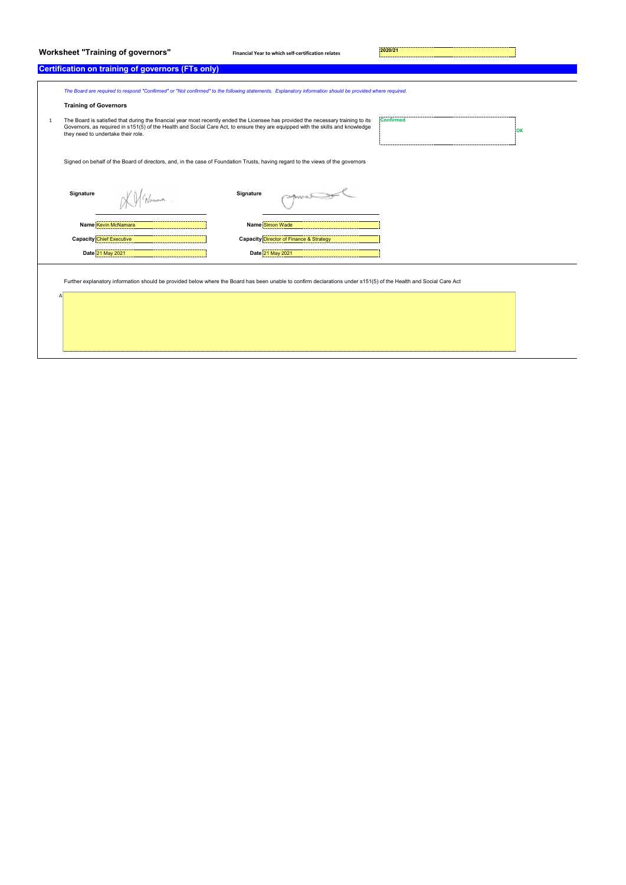## Worksheet "Training of governors"

**Financial Year to which self-certification relates** 2020/21

## Certification on training of governors (FTs only)

*The Board are required to respond "Confirmed" or "Not confirmed" to the following statements. Explanatory information should be provided where required.*

**Training of Governors**

1 The Board is satisfied that during the financial year most recently ended the Licensee has provided the necessary training to its Governors, as required in s151(5) of the Health and Social Care Act, to ensure they are equipped with the skills and knowledge they need to undertake their role.

Confirmed

OK

Signed on behalf of the Board of directors, and, in the case of Foundation Trusts, having regard to the views of the governors

| | | | |
|---|---|---|---|
| **Signature** | | **Signature** | |
| **Name** | Kevin McNamara | **Name** | Simon Wade |
| **Capacity** | Chief Executive | **Capacity** | Director of Finance & Strategy |
| **Date** | 21 May 2021 | **Date** | 21 May 2021 |

Further explanatory information should be provided below where the Board has been unable to confirm declarations under s151(5) of the Health and Social Care Act

A